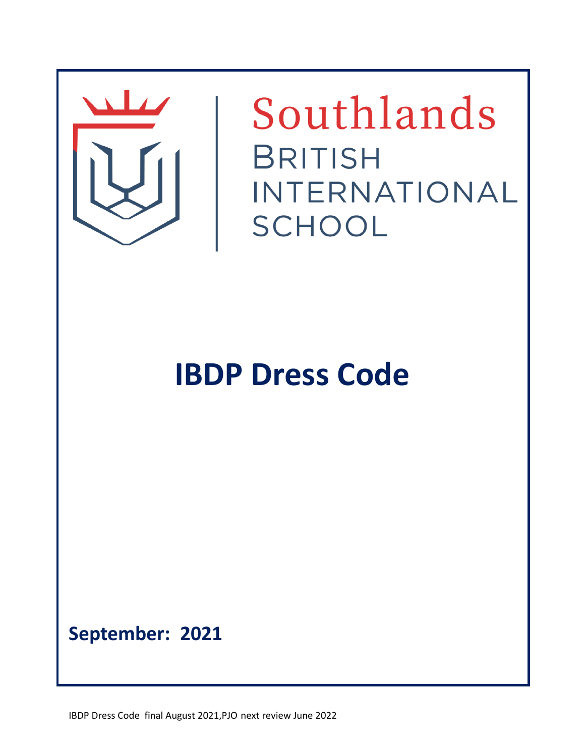Southlands

BRITISH INTERNATIONAL SCHOOL

# IBDP Dress Code

**September: 2021**

IBDP Dress Code final August 2021,PJO next review June 2022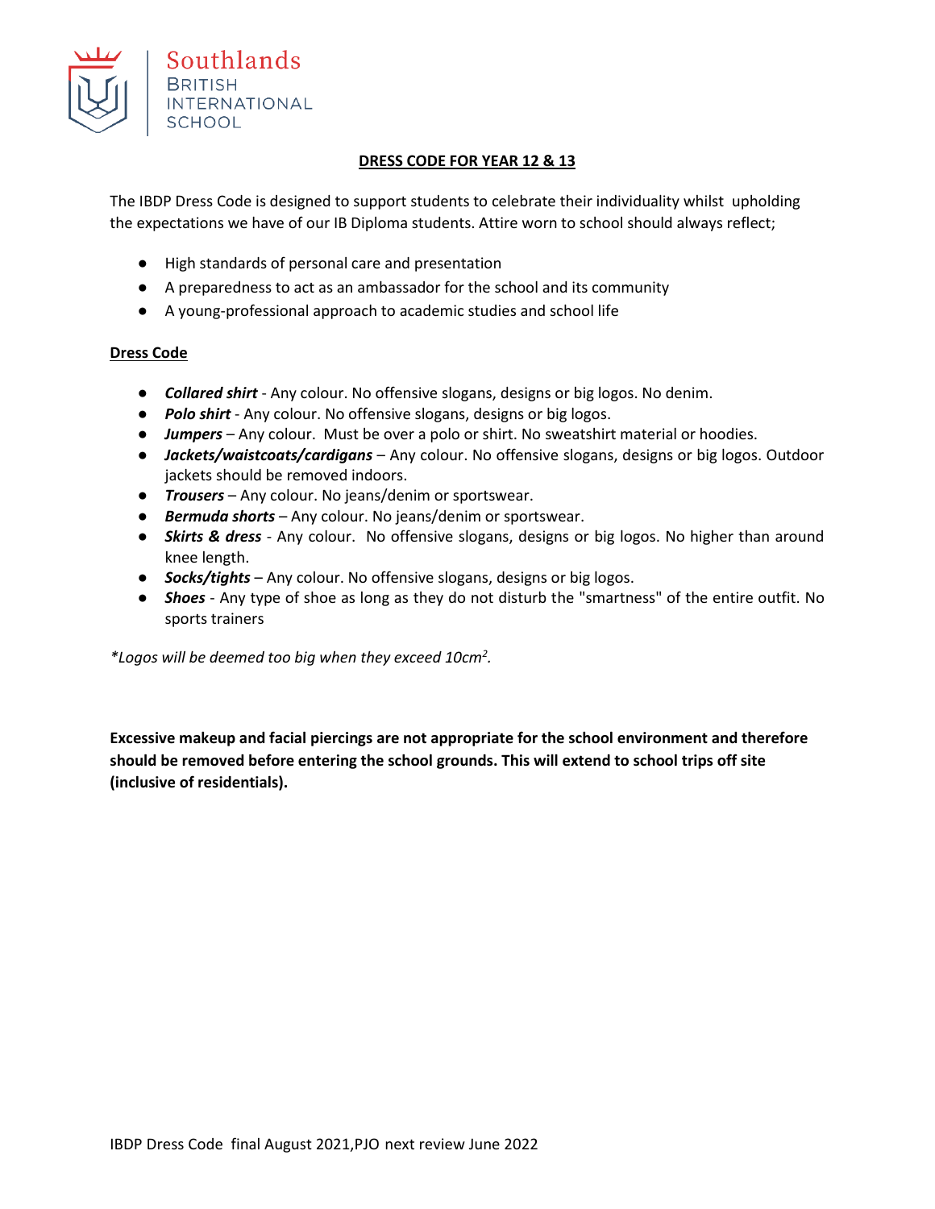Southlands
BRITISH
INTERNATIONAL
SCHOOL

# DRESS CODE FOR YEAR 12 & 13

The IBDP Dress Code is designed to support students to celebrate their individuality whilst upholding the expectations we have of our IB Diploma students. Attire worn to school should always reflect;

- High standards of personal care and presentation
- A preparedness to act as an ambassador for the school and its community
- A young-professional approach to academic studies and school life

## Dress Code

- ***Collared shirt*** - Any colour. No offensive slogans, designs or big logos. No denim.
- ***Polo shirt*** - Any colour. No offensive slogans, designs or big logos.
- ***Jumpers*** – Any colour. Must be over a polo or shirt. No sweatshirt material or hoodies.
- ***Jackets/waistcoats/cardigans*** – Any colour. No offensive slogans, designs or big logos. Outdoor jackets should be removed indoors.
- ***Trousers*** – Any colour. No jeans/denim or sportswear.
- ***Bermuda shorts*** – Any colour. No jeans/denim or sportswear.
- ***Skirts & dress*** - Any colour. No offensive slogans, designs or big logos. No higher than around knee length.
- ***Socks/tights*** – Any colour. No offensive slogans, designs or big logos.
- ***Shoes*** - Any type of shoe as long as they do not disturb the "smartness" of the entire outfit. No sports trainers

*\*Logos will be deemed too big when they exceed 10cm$^2$.*

**Excessive makeup and facial piercings are not appropriate for the school environment and therefore should be removed before entering the school grounds. This will extend to school trips off site (inclusive of residentials).**

IBDP Dress Code final August 2021,PJO next review June 2022